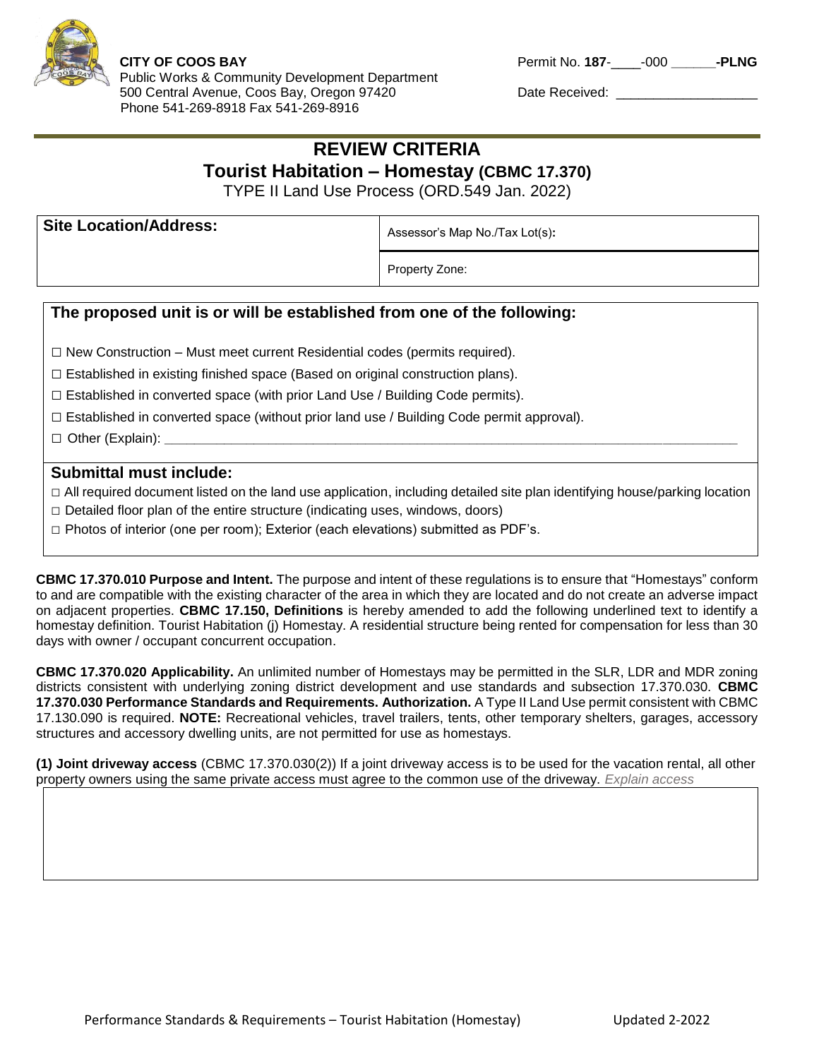**CITY OF COOS BAY**
Public Works & Community Development Department
500 Central Avenue, Coos Bay, Oregon 97420
Phone 541-269-8918 Fax 541-269-8916

Permit No. **187**-____-000 ______**-PLNG**

Date Received: ___________________

# REVIEW CRITERIA

## Tourist Habitation – Homestay (CBMC 17.370)

TYPE II Land Use Process (ORD.549 Jan. 2022)

| **Site Location/Address:** | Assessor's Map No./Tax Lot(s): |
|---|---|
| | Property Zone: |

### The proposed unit is or will be established from one of the following:

☐ New Construction – Must meet current Residential codes (permits required).

☐ Established in existing finished space (Based on original construction plans).

☐ Established in converted space (with prior Land Use / Building Code permits).

☐ Established in converted space (without prior land use / Building Code permit approval).

☐ Other (Explain): ____________________________________________

### Submittal must include:

☐ All required document listed on the land use application, including detailed site plan identifying house/parking location

☐ Detailed floor plan of the entire structure (indicating uses, windows, doors)

☐ Photos of interior (one per room); Exterior (each elevations) submitted as PDF's.

**CBMC 17.370.010 Purpose and Intent.** The purpose and intent of these regulations is to ensure that "Homestays" conform to and are compatible with the existing character of the area in which they are located and do not create an adverse impact on adjacent properties. **CBMC 17.150, Definitions** is hereby amended to add the following underlined text to identify a homestay definition. Tourist Habitation (j) Homestay. A residential structure being rented for compensation for less than 30 days with owner / occupant concurrent occupation.

**CBMC 17.370.020 Applicability.** An unlimited number of Homestays may be permitted in the SLR, LDR and MDR zoning districts consistent with underlying zoning district development and use standards and subsection 17.370.030. **CBMC 17.370.030 Performance Standards and Requirements. Authorization.** A Type II Land Use permit consistent with CBMC 17.130.090 is required. **NOTE:** Recreational vehicles, travel trailers, tents, other temporary shelters, garages, accessory structures and accessory dwelling units, are not permitted for use as homestays.

**(1) Joint driveway access** (CBMC 17.370.030(2)) If a joint driveway access is to be used for the vacation rental, all other property owners using the same private access must agree to the common use of the driveway. *Explain access*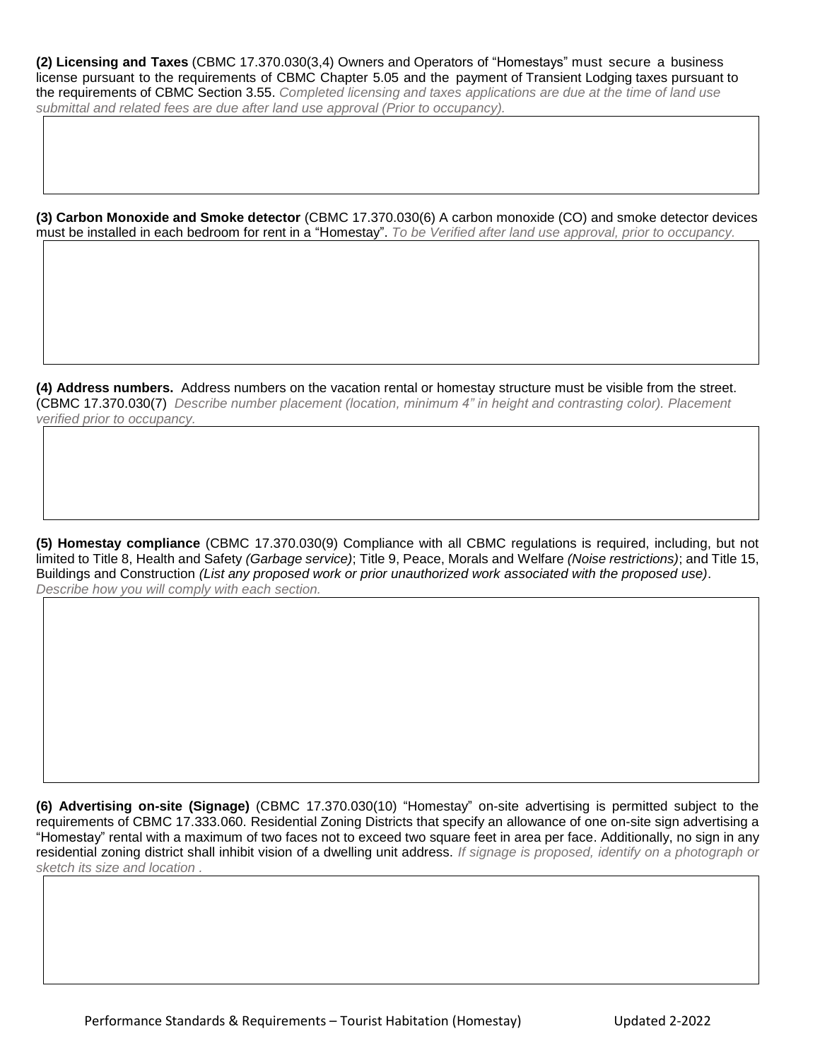**(2) Licensing and Taxes** (CBMC 17.370.030(3,4) Owners and Operators of "Homestays" must secure a business license pursuant to the requirements of CBMC Chapter 5.05 and the payment of Transient Lodging taxes pursuant to the requirements of CBMC Section 3.55. *Completed licensing and taxes applications are due at the time of land use submittal and related fees are due after land use approval (Prior to occupancy).*

**(3) Carbon Monoxide and Smoke detector** (CBMC 17.370.030(6) A carbon monoxide (CO) and smoke detector devices must be installed in each bedroom for rent in a "Homestay". *To be Verified after land use approval, prior to occupancy.*

**(4) Address numbers.** Address numbers on the vacation rental or homestay structure must be visible from the street. (CBMC 17.370.030(7) *Describe number placement (location, minimum 4" in height and contrasting color). Placement verified prior to occupancy.*

**(5) Homestay compliance** (CBMC 17.370.030(9) Compliance with all CBMC regulations is required, including, but not limited to Title 8, Health and Safety *(Garbage service)*; Title 9, Peace, Morals and Welfare *(Noise restrictions)*; and Title 15, Buildings and Construction *(List any proposed work or prior unauthorized work associated with the proposed use)*. *Describe how you will comply with each section.*

**(6) Advertising on-site (Signage)** (CBMC 17.370.030(10) "Homestay" on-site advertising is permitted subject to the requirements of CBMC 17.333.060. Residential Zoning Districts that specify an allowance of one on-site sign advertising a "Homestay" rental with a maximum of two faces not to exceed two square feet in area per face. Additionally, no sign in any residential zoning district shall inhibit vision of a dwelling unit address. *If signage is proposed, identify on a photograph or sketch its size and location .*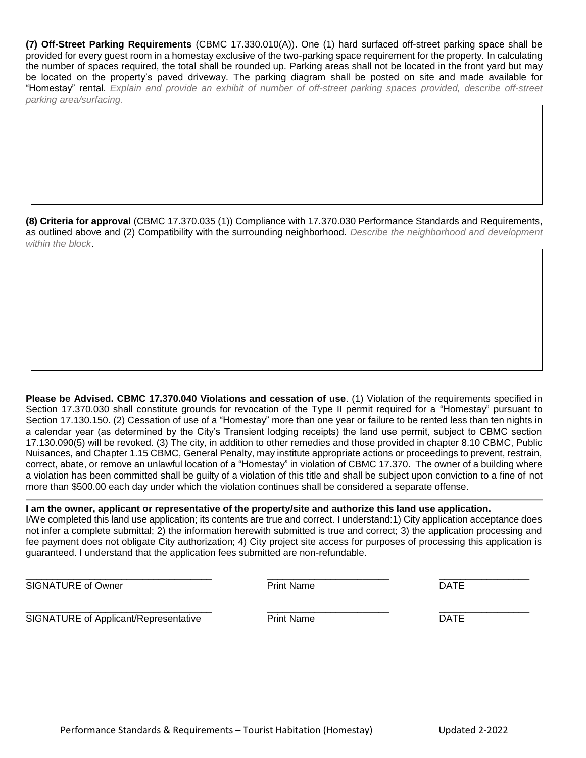**(7) Off-Street Parking Requirements** (CBMC 17.330.010(A)). One (1) hard surfaced off-street parking space shall be provided for every guest room in a homestay exclusive of the two-parking space requirement for the property. In calculating the number of spaces required, the total shall be rounded up. Parking areas shall not be located in the front yard but may be located on the property's paved driveway. The parking diagram shall be posted on site and made available for "Homestay" rental. *Explain and provide an exhibit of number of off-street parking spaces provided, describe off-street parking area/surfacing.*

**(8) Criteria for approval** (CBMC 17.370.035 (1)) Compliance with 17.370.030 Performance Standards and Requirements, as outlined above and (2) Compatibility with the surrounding neighborhood. *Describe the neighborhood and development within the block*.

**Please be Advised. CBMC 17.370.040 Violations and cessation of use**. (1) Violation of the requirements specified in Section 17.370.030 shall constitute grounds for revocation of the Type II permit required for a "Homestay" pursuant to Section 17.130.150. (2) Cessation of use of a "Homestay" more than one year or failure to be rented less than ten nights in a calendar year (as determined by the City's Transient lodging receipts) the land use permit, subject to CBMC section 17.130.090(5) will be revoked. (3) The city, in addition to other remedies and those provided in chapter 8.10 CBMC, Public Nuisances, and Chapter 1.15 CBMC, General Penalty, may institute appropriate actions or proceedings to prevent, restrain, correct, abate, or remove an unlawful location of a "Homestay" in violation of CBMC 17.370. The owner of a building where a violation has been committed shall be guilty of a violation of this title and shall be subject upon conviction to a fine of not more than $500.00 each day under which the violation continues shall be considered a separate offense.

---

**I am the owner, applicant or representative of the property/site and authorize this land use application.**

I/We completed this land use application; its contents are true and correct. I understand:1) City application acceptance does not infer a complete submittal; 2) the information herewith submitted is true and correct; 3) the application processing and fee payment does not obligate City authorization; 4) City project site access for purposes of processing this application is guaranteed. I understand that the application fees submitted are non-refundable.

\_\_\_\_\_\_\_\_\_\_\_\_\_\_\_\_\_\_\_\_\_\_\_\_\_\_\_\_\_\_\_\_\_\_\_ \_\_\_\_\_\_\_\_\_\_\_\_\_\_\_\_\_\_\_\_\_\_\_\_ \_\_\_\_\_\_\_\_\_\_\_\_\_\_\_\_\_
SIGNATURE of Owner Print Name DATE

\_\_\_\_\_\_\_\_\_\_\_\_\_\_\_\_\_\_\_\_\_\_\_\_\_\_\_\_\_\_\_\_\_\_\_ \_\_\_\_\_\_\_\_\_\_\_\_\_\_\_\_\_\_\_\_\_\_\_\_ \_\_\_\_\_\_\_\_\_\_\_\_\_\_\_\_\_
SIGNATURE of Applicant/Representative Print Name DATE